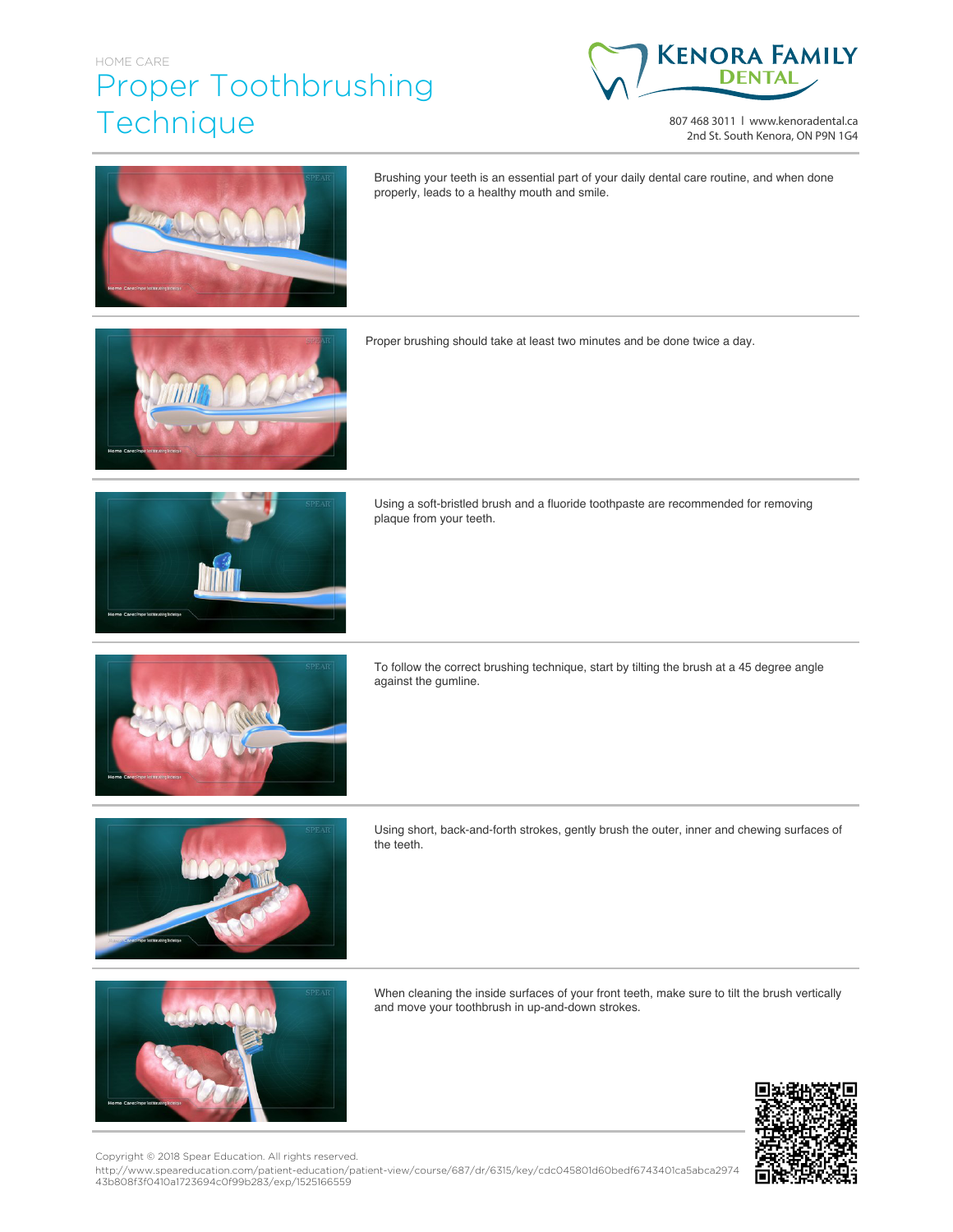HOME CARE

# Proper Toothbrushing Technique

**KENORA FAMILY DENTAL**

807 468 3011 | www.kenoradental.ca
2nd St. South Kenora, ON P9N 1G4

Brushing your teeth is an essential part of your daily dental care routine, and when done properly, leads to a healthy mouth and smile.

Proper brushing should take at least two minutes and be done twice a day.

Using a soft-bristled brush and a fluoride toothpaste are recommended for removing plaque from your teeth.

To follow the correct brushing technique, start by tilting the brush at a 45 degree angle against the gumline.

Using short, back-and-forth strokes, gently brush the outer, inner and chewing surfaces of the teeth.

When cleaning the inside surfaces of your front teeth, make sure to tilt the brush vertically and move your toothbrush in up-and-down strokes.

Copyright © 2018 Spear Education. All rights reserved.
http://www.speareducation.com/patient-education/patient-view/course/687/dr/6315/key/cdc045801d60bedf6743401ca5abca2974 43b808f3f0410a1723694c0f99b283/exp/1525166559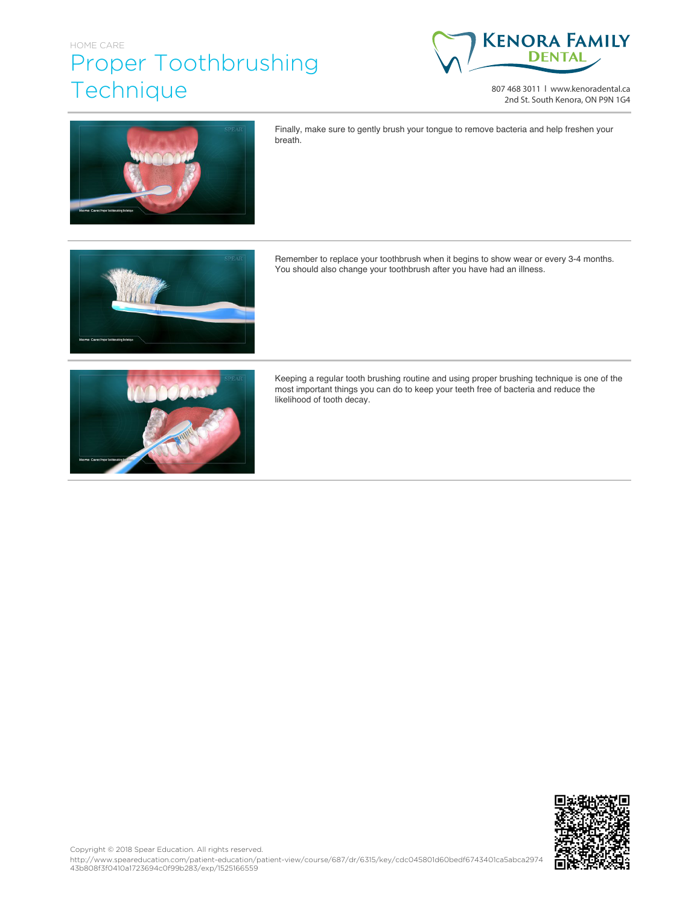HOME CARE

# Proper Toothbrushing Technique

807 468 3011 | www.kenoradental.ca
2nd St. South Kenora, ON P9N 1G4

Finally, make sure to gently brush your tongue to remove bacteria and help freshen your breath.

Remember to replace your toothbrush when it begins to show wear or every 3-4 months. You should also change your toothbrush after you have had an illness.

Keeping a regular tooth brushing routine and using proper brushing technique is one of the most important things you can do to keep your teeth free of bacteria and reduce the likelihood of tooth decay.

Copyright © 2018 Spear Education. All rights reserved.
http://www.speareducation.com/patient-education/patient-view/course/687/dr/6315/key/cdc045801d60bedf6743401ca5abca297443b808f3f0410a1723694c0f99b283/exp/1525166559